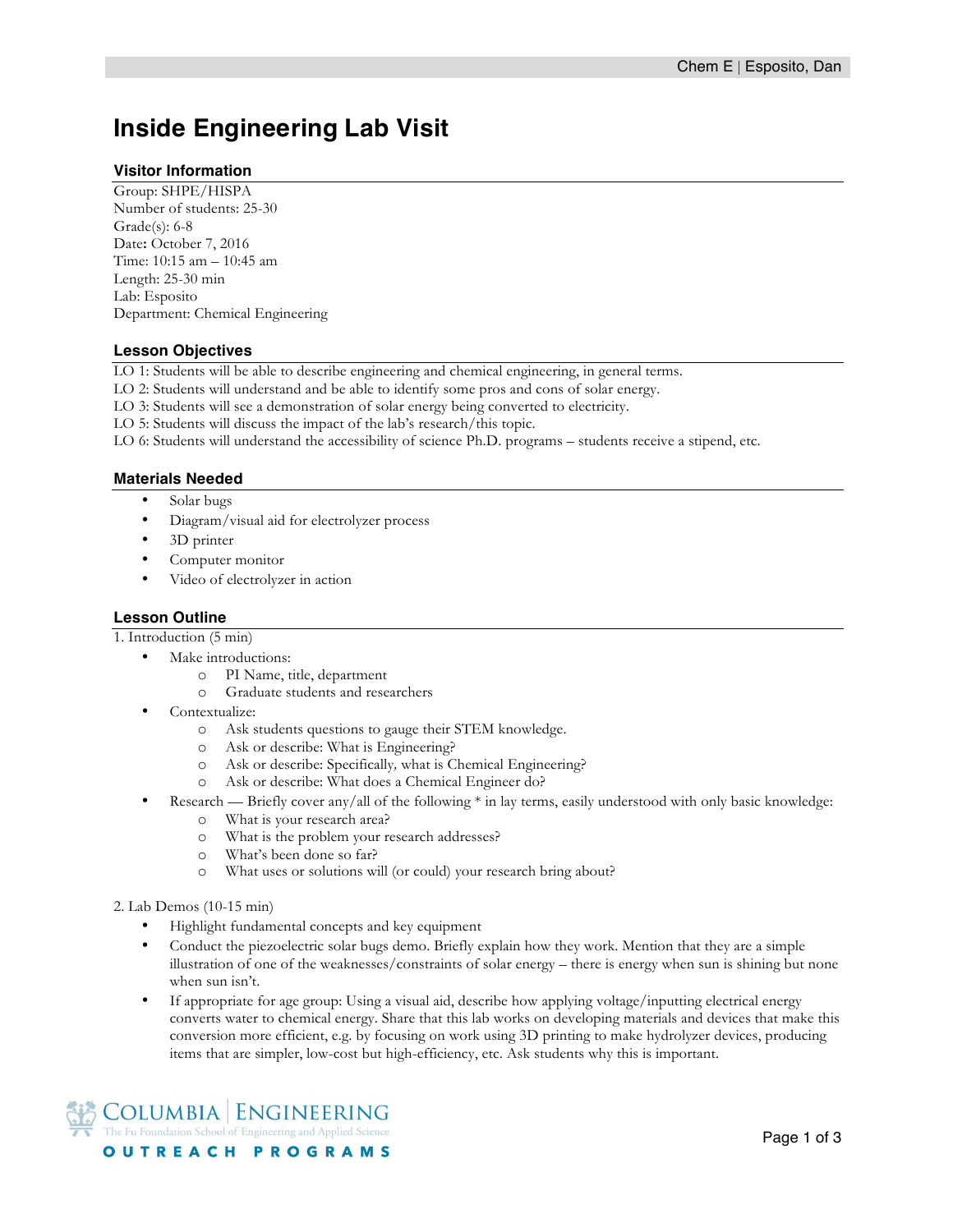# Inside Engineering Lab Visit

## Visitor Information

Group: SHPE/HISPA
Number of students: 25-30
Grade(s): 6-8
Date: October 7, 2016
Time: 10:15 am – 10:45 am
Length: 25-30 min
Lab: Esposito
Department: Chemical Engineering

## Lesson Objectives

LO 1: Students will be able to describe engineering and chemical engineering, in general terms.
LO 2: Students will understand and be able to identify some pros and cons of solar energy.
LO 3: Students will see a demonstration of solar energy being converted to electricity.
LO 5: Students will discuss the impact of the lab's research/this topic.
LO 6: Students will understand the accessibility of science Ph.D. programs – students receive a stipend, etc.

## Materials Needed

- Solar bugs
- Diagram/visual aid for electrolyzer process
- 3D printer
- Computer monitor
- Video of electrolyzer in action

## Lesson Outline

1. Introduction (5 min)
   - Make introductions:
     - PI Name, title, department
     - Graduate students and researchers
   - Contextualize:
     - Ask students questions to gauge their STEM knowledge.
     - Ask or describe: What is Engineering?
     - Ask or describe: Specifically*,* what is Chemical Engineering?
     - Ask or describe: What does a Chemical Engineer do?
   - Research — Briefly cover any/all of the following * in lay terms, easily understood with only basic knowledge:
     - What is your research area?
     - What is the problem your research addresses?
     - What's been done so far?
     - What uses or solutions will (or could) your research bring about?

2. Lab Demos (10-15 min)
   - Highlight fundamental concepts and key equipment
   - Conduct the piezoelectric solar bugs demo. Briefly explain how they work. Mention that they are a simple illustration of one of the weaknesses/constraints of solar energy – there is energy when sun is shining but none when sun isn't.
   - If appropriate for age group: Using a visual aid, describe how applying voltage/inputting electrical energy converts water to chemical energy. Share that this lab works on developing materials and devices that make this conversion more efficient, e.g. by focusing on work using 3D printing to make hydrolyzer devices, producing items that are simpler, low-cost but high-efficiency, etc. Ask students why this is important.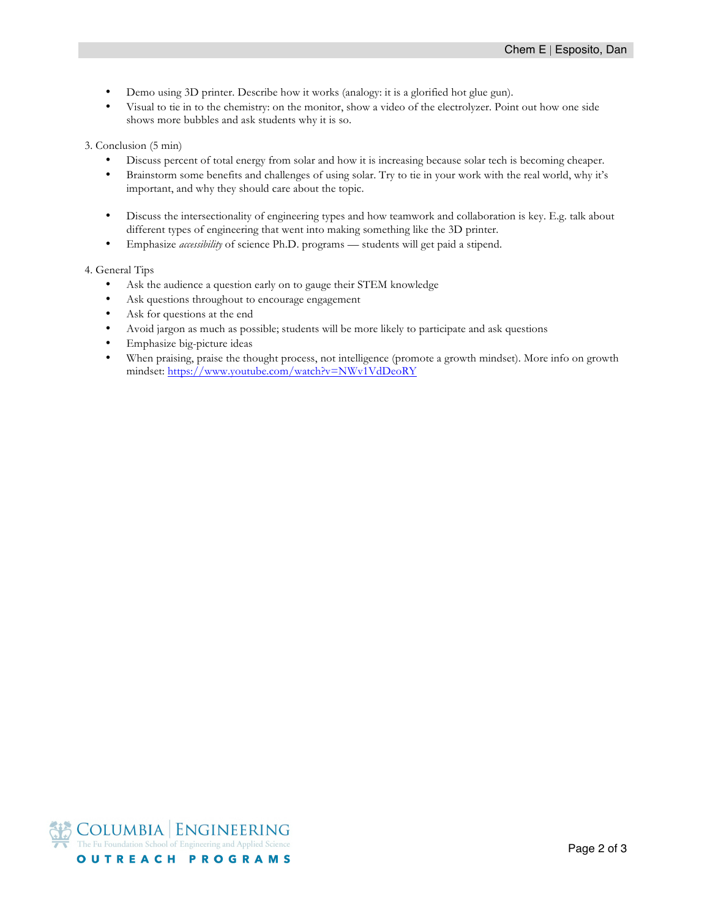- Demo using 3D printer. Describe how it works (analogy: it is a glorified hot glue gun).
- Visual to tie in to the chemistry: on the monitor, show a video of the electrolyzer. Point out how one side shows more bubbles and ask students why it is so.

3. Conclusion (5 min)
   - Discuss percent of total energy from solar and how it is increasing because solar tech is becoming cheaper.
   - Brainstorm some benefits and challenges of using solar. Try to tie in your work with the real world, why it's important, and why they should care about the topic.

   - Discuss the intersectionality of engineering types and how teamwork and collaboration is key. E.g. talk about different types of engineering that went into making something like the 3D printer.
   - Emphasize *accessibility* of science Ph.D. programs — students will get paid a stipend.

4. General Tips
   - Ask the audience a question early on to gauge their STEM knowledge
   - Ask questions throughout to encourage engagement
   - Ask for questions at the end
   - Avoid jargon as much as possible; students will be more likely to participate and ask questions
   - Emphasize big-picture ideas
   - When praising, praise the thought process, not intelligence (promote a growth mindset). More info on growth mindset: [https://www.youtube.com/watch?v=NWv1VdDeoRY](https://www.youtube.com/watch?v=NWv1VdDeoRY)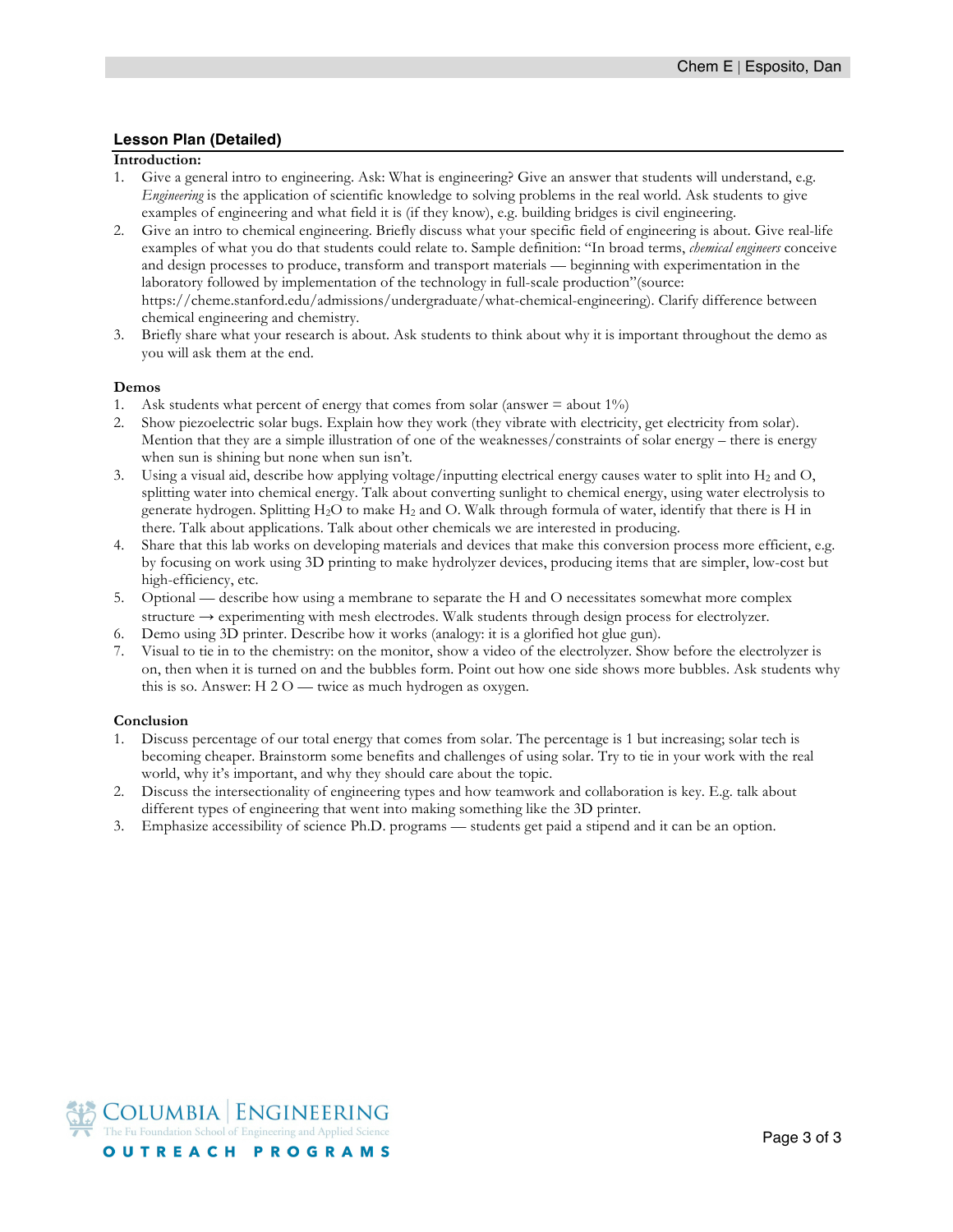## Lesson Plan (Detailed)

**Introduction:**

1. Give a general intro to engineering. Ask: What is engineering? Give an answer that students will understand, e.g. *Engineering* is the application of scientific knowledge to solving problems in the real world. Ask students to give examples of engineering and what field it is (if they know), e.g. building bridges is civil engineering.
2. Give an intro to chemical engineering. Briefly discuss what your specific field of engineering is about. Give real-life examples of what you do that students could relate to. Sample definition: "In broad terms, *chemical engineers* conceive and design processes to produce, transform and transport materials — beginning with experimentation in the laboratory followed by implementation of the technology in full-scale production"(source: https://cheme.stanford.edu/admissions/undergraduate/what-chemical-engineering). Clarify difference between chemical engineering and chemistry.
3. Briefly share what your research is about. Ask students to think about why it is important throughout the demo as you will ask them at the end.

**Demos**

1. Ask students what percent of energy that comes from solar (answer = about 1%)
2. Show piezoelectric solar bugs. Explain how they work (they vibrate with electricity, get electricity from solar). Mention that they are a simple illustration of one of the weaknesses/constraints of solar energy – there is energy when sun is shining but none when sun isn't.
3. Using a visual aid, describe how applying voltage/inputting electrical energy causes water to split into $H_2$ and O, splitting water into chemical energy. Talk about converting sunlight to chemical energy, using water electrolysis to generate hydrogen. Splitting $H_2O$ to make $H_2$ and O. Walk through formula of water, identify that there is H in there. Talk about applications. Talk about other chemicals we are interested in producing.
4. Share that this lab works on developing materials and devices that make this conversion process more efficient, e.g. by focusing on work using 3D printing to make hydrolyzer devices, producing items that are simpler, low-cost but high-efficiency, etc.
5. Optional — describe how using a membrane to separate the H and O necessitates somewhat more complex structure → experimenting with mesh electrodes. Walk students through design process for electrolyzer.
6. Demo using 3D printer. Describe how it works (analogy: it is a glorified hot glue gun).
7. Visual to tie in to the chemistry: on the monitor, show a video of the electrolyzer. Show before the electrolyzer is on, then when it is turned on and the bubbles form. Point out how one side shows more bubbles. Ask students why this is so. Answer: H 2 O — twice as much hydrogen as oxygen.

**Conclusion**

1. Discuss percentage of our total energy that comes from solar. The percentage is 1 but increasing; solar tech is becoming cheaper. Brainstorm some benefits and challenges of using solar. Try to tie in your work with the real world, why it's important, and why they should care about the topic.
2. Discuss the intersectionality of engineering types and how teamwork and collaboration is key. E.g. talk about different types of engineering that went into making something like the 3D printer.
3. Emphasize accessibility of science Ph.D. programs — students get paid a stipend and it can be an option.